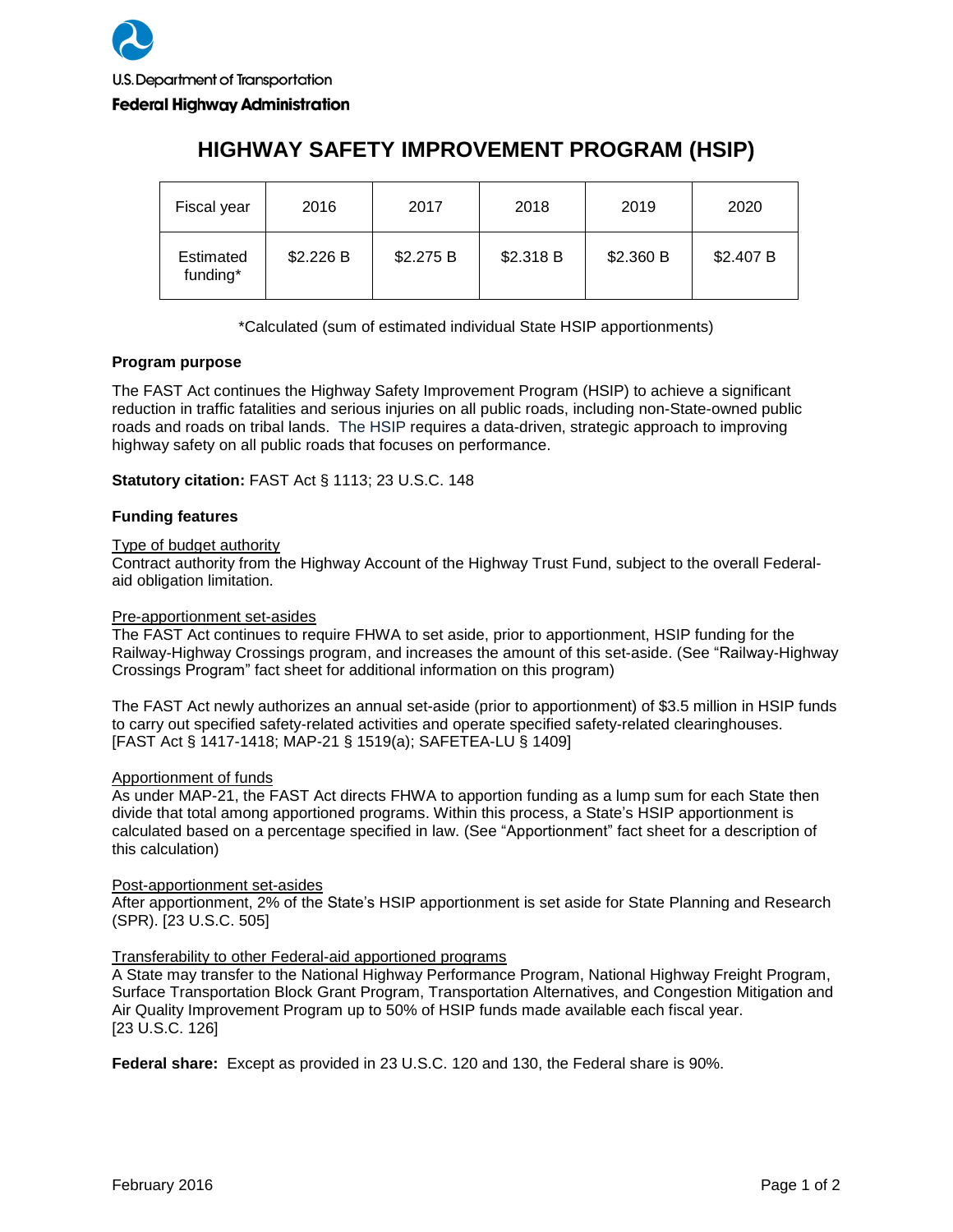U.S. Department of Transportation

**Federal Highway Administration**

# HIGHWAY SAFETY IMPROVEMENT PROGRAM (HSIP)

| Fiscal year | 2016 | 2017 | 2018 | 2019 | 2020 |
| --- | --- | --- | --- | --- | --- |
| Estimated funding* | $2.226 B | $2.275 B | $2.318 B | $2.360 B | $2.407 B |

*Calculated (sum of estimated individual State HSIP apportionments)

**Program purpose**

The FAST Act continues the Highway Safety Improvement Program (HSIP) to achieve a significant reduction in traffic fatalities and serious injuries on all public roads, including non-State-owned public roads and roads on tribal lands. The HSIP requires a data-driven, strategic approach to improving highway safety on all public roads that focuses on performance.

**Statutory citation:** FAST Act § 1113; 23 U.S.C. 148

**Funding features**

Type of budget authority
Contract authority from the Highway Account of the Highway Trust Fund, subject to the overall Federal-aid obligation limitation.

Pre-apportionment set-asides
The FAST Act continues to require FHWA to set aside, prior to apportionment, HSIP funding for the Railway-Highway Crossings program, and increases the amount of this set-aside. (See "Railway-Highway Crossings Program" fact sheet for additional information on this program)

The FAST Act newly authorizes an annual set-aside (prior to apportionment) of $3.5 million in HSIP funds to carry out specified safety-related activities and operate specified safety-related clearinghouses. [FAST Act § 1417-1418; MAP-21 § 1519(a); SAFETEA-LU § 1409]

Apportionment of funds
As under MAP-21, the FAST Act directs FHWA to apportion funding as a lump sum for each State then divide that total among apportioned programs. Within this process, a State's HSIP apportionment is calculated based on a percentage specified in law. (See "Apportionment" fact sheet for a description of this calculation)

Post-apportionment set-asides
After apportionment, 2% of the State's HSIP apportionment is set aside for State Planning and Research (SPR). [23 U.S.C. 505]

Transferability to other Federal-aid apportioned programs
A State may transfer to the National Highway Performance Program, National Highway Freight Program, Surface Transportation Block Grant Program, Transportation Alternatives, and Congestion Mitigation and Air Quality Improvement Program up to 50% of HSIP funds made available each fiscal year. [23 U.S.C. 126]

**Federal share:** Except as provided in 23 U.S.C. 120 and 130, the Federal share is 90%.

February 2016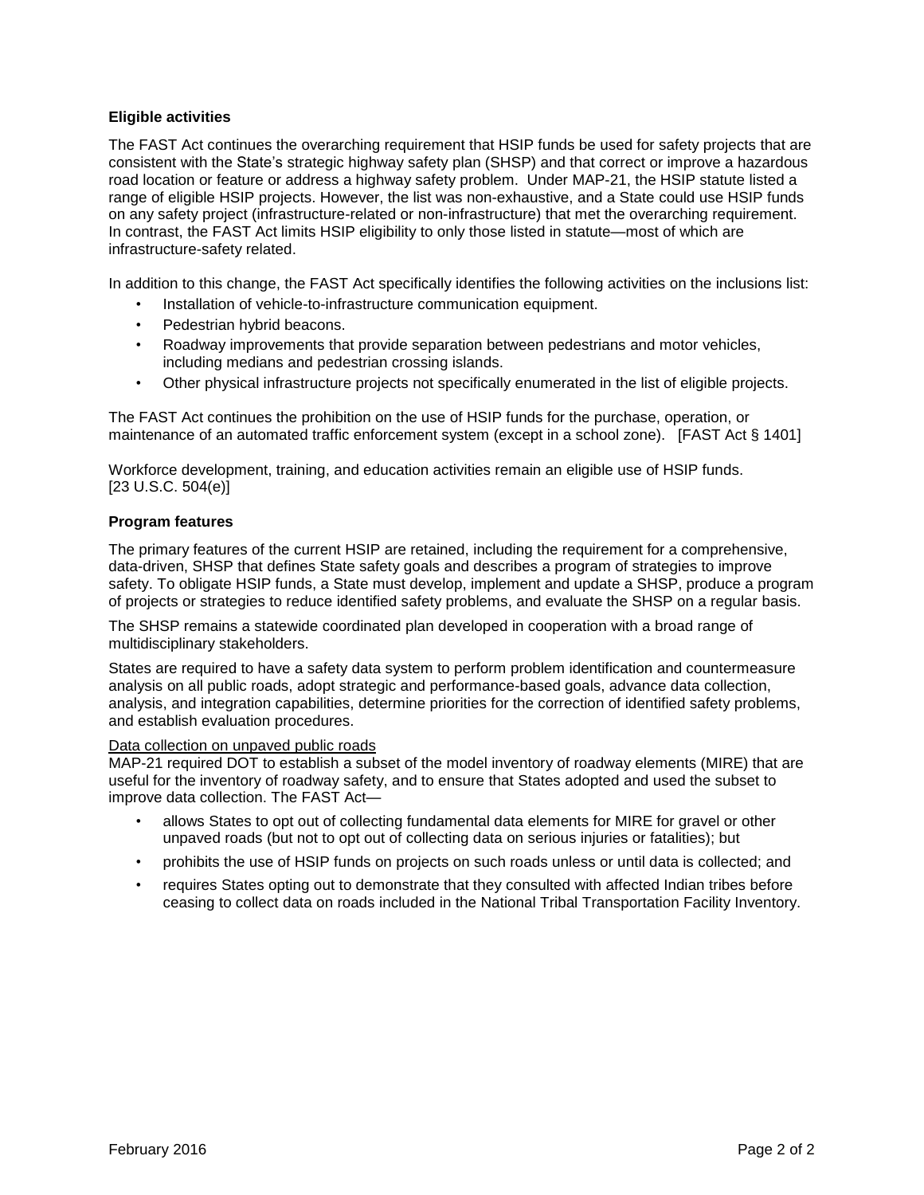**Eligible activities**

The FAST Act continues the overarching requirement that HSIP funds be used for safety projects that are consistent with the State's strategic highway safety plan (SHSP) and that correct or improve a hazardous road location or feature or address a highway safety problem. Under MAP-21, the HSIP statute listed a range of eligible HSIP projects. However, the list was non-exhaustive, and a State could use HSIP funds on any safety project (infrastructure-related or non-infrastructure) that met the overarching requirement. In contrast, the FAST Act limits HSIP eligibility to only those listed in statute—most of which are infrastructure-safety related.

In addition to this change, the FAST Act specifically identifies the following activities on the inclusions list:

- Installation of vehicle-to-infrastructure communication equipment.
- Pedestrian hybrid beacons.
- Roadway improvements that provide separation between pedestrians and motor vehicles, including medians and pedestrian crossing islands.
- Other physical infrastructure projects not specifically enumerated in the list of eligible projects.

The FAST Act continues the prohibition on the use of HSIP funds for the purchase, operation, or maintenance of an automated traffic enforcement system (except in a school zone). [FAST Act § 1401]

Workforce development, training, and education activities remain an eligible use of HSIP funds. [23 U.S.C. 504(e)]

**Program features**

The primary features of the current HSIP are retained, including the requirement for a comprehensive, data-driven, SHSP that defines State safety goals and describes a program of strategies to improve safety. To obligate HSIP funds, a State must develop, implement and update a SHSP, produce a program of projects or strategies to reduce identified safety problems, and evaluate the SHSP on a regular basis.

The SHSP remains a statewide coordinated plan developed in cooperation with a broad range of multidisciplinary stakeholders.

States are required to have a safety data system to perform problem identification and countermeasure analysis on all public roads, adopt strategic and performance-based goals, advance data collection, analysis, and integration capabilities, determine priorities for the correction of identified safety problems, and establish evaluation procedures.

<u>Data collection on unpaved public roads</u>

MAP-21 required DOT to establish a subset of the model inventory of roadway elements (MIRE) that are useful for the inventory of roadway safety, and to ensure that States adopted and used the subset to improve data collection. The FAST Act—

- allows States to opt out of collecting fundamental data elements for MIRE for gravel or other unpaved roads (but not to opt out of collecting data on serious injuries or fatalities); but
- prohibits the use of HSIP funds on projects on such roads unless or until data is collected; and
- requires States opting out to demonstrate that they consulted with affected Indian tribes before ceasing to collect data on roads included in the National Tribal Transportation Facility Inventory.